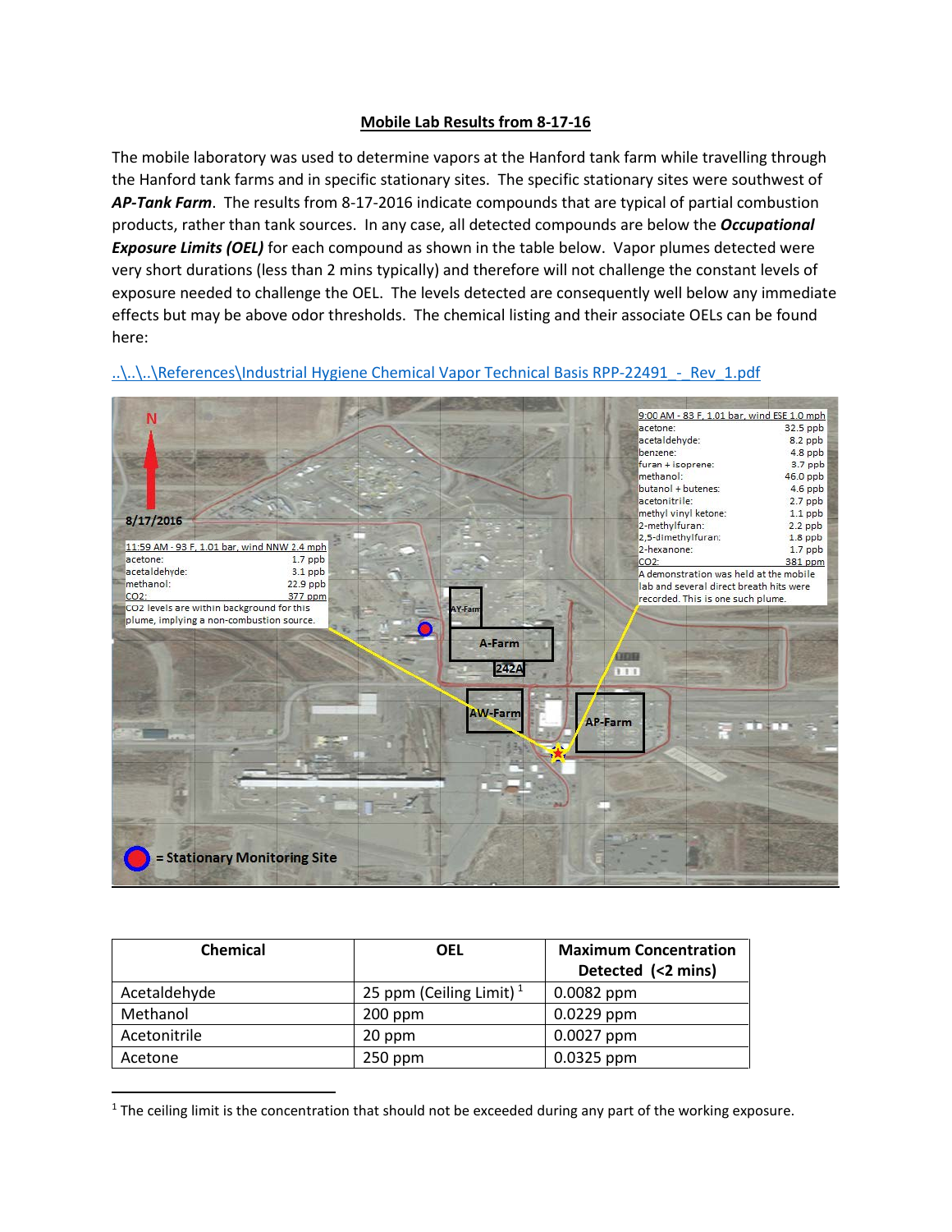**Mobile Lab Results from 8-17-16**

The mobile laboratory was used to determine vapors at the Hanford tank farm while travelling through the Hanford tank farms and in specific stationary sites. The specific stationary sites were southwest of ***AP-Tank Farm***. The results from 8-17-2016 indicate compounds that are typical of partial combustion products, rather than tank sources. In any case, all detected compounds are below the ***Occupational Exposure Limits (OEL)*** for each compound as shown in the table below. Vapor plumes detected were very short durations (less than 2 mins typically) and therefore will not challenge the constant levels of exposure needed to challenge the OEL. The levels detected are consequently well below any immediate effects but may be above odor thresholds. The chemical listing and their associate OELs can be found here:

..\..\..\References\Industrial Hygiene Chemical Vapor Technical Basis RPP-22491_-_Rev_1.pdf

N

8/17/2016

11:59 AM - 93 F, 1.01 bar, wind NNW 2.4 mph

| | |
|---|---|
| acetone: | 1.7 ppb |
| acetaldehyde: | 3.1 ppb |
| methanol: | 22.9 ppb |
| $CO_2$: | 377 ppm |

$CO_2$ levels are within background for this plume, implying a non-combustion source.

9:00 AM - 83 F, 1.01 bar, wind ESE 1.0 mph

| | |
|---|---|
| acetone: | 32.5 ppb |
| acetaldehyde: | 8.2 ppb |
| benzene: | 4.8 ppb |
| furan + isoprene: | 3.7 ppb |
| methanol: | 46.0 ppb |
| butanol + butenes: | 4.6 ppb |
| acetonitrile: | 2.7 ppb |
| methyl vinyl ketone: | 1.1 ppb |
| 2-methylfuran: | 2.2 ppb |
| 2,5-dimethylfuran: | 1.8 ppb |
| 2-hexanone: | 1.7 ppb |
| $CO_2$: | 381 ppm |

A demonstration was held at the mobile lab and several direct breath hits were recorded. This is one such plume.

AY-Farm, A-Farm, 242A, AW-Farm, AP-Farm

= Stationary Monitoring Site

| Chemical | OEL | Maximum Concentration Detected (<2 mins) |
|---|---|---|
| Acetaldehyde | 25 ppm (Ceiling Limit) [1] | 0.0082 ppm |
| Methanol | 200 ppm | 0.0229 ppm |
| Acetonitrile | 20 ppm | 0.0027 ppm |
| Acetone | 250 ppm | 0.0325 ppm |

[1] The ceiling limit is the concentration that should not be exceeded during any part of the working exposure.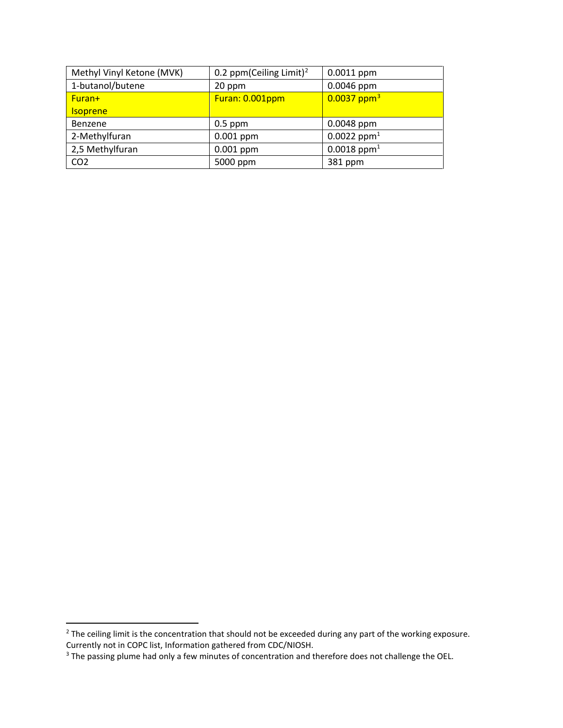| | | |
|---|---|---|
| Methyl Vinyl Ketone (MVK) | 0.2 ppm(Ceiling Limit)[2] | 0.0011 ppm |
| 1-butanol/butene | 20 ppm | 0.0046 ppm |
| Furan+ Isoprene | Furan: 0.001ppm | 0.0037 ppm[3] |
| Benzene | 0.5 ppm | 0.0048 ppm |
| 2-Methylfuran | 0.001 ppm | 0.0022 ppm[1] |
| 2,5 Methylfuran | 0.001 ppm | 0.0018 ppm[1] |
| $CO_2$ | 5000 ppm | 381 ppm |

[2] The ceiling limit is the concentration that should not be exceeded during any part of the working exposure. Currently not in COPC list, Information gathered from CDC/NIOSH.

[3] The passing plume had only a few minutes of concentration and therefore does not challenge the OEL.